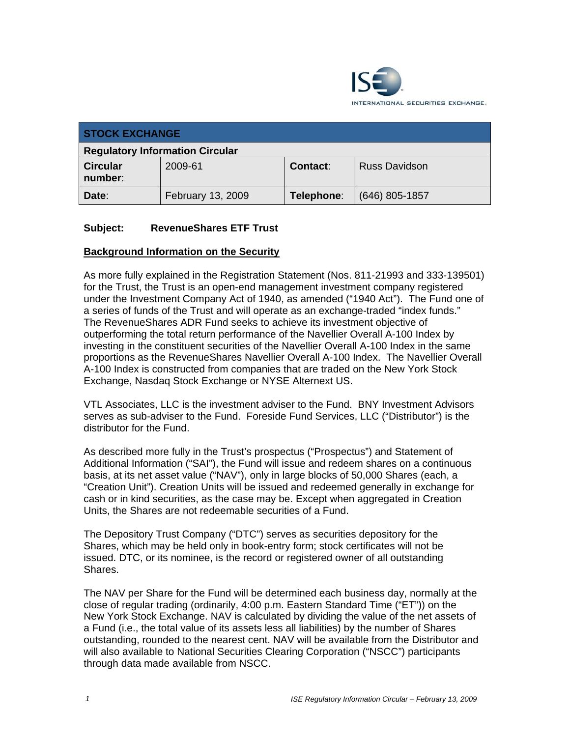| STOCK EXCHANGE | | | |
|---|---|---|---|
| **Regulatory Information Circular** | | | |
| **Circular number**: | 2009-61 | **Contact**: | Russ Davidson |
| **Date**: | February 13, 2009 | **Telephone**: | (646) 805-1857 |

**Subject: RevenueShares ETF Trust**

## Background Information on the Security

As more fully explained in the Registration Statement (Nos. 811-21993 and 333-139501) for the Trust, the Trust is an open-end management investment company registered under the Investment Company Act of 1940, as amended ("1940 Act"). The Fund one of a series of funds of the Trust and will operate as an exchange-traded "index funds." The RevenueShares ADR Fund seeks to achieve its investment objective of outperforming the total return performance of the Navellier Overall A-100 Index by investing in the constituent securities of the Navellier Overall A-100 Index in the same proportions as the RevenueShares Navellier Overall A-100 Index. The Navellier Overall A-100 Index is constructed from companies that are traded on the New York Stock Exchange, Nasdaq Stock Exchange or NYSE Alternext US.

VTL Associates, LLC is the investment adviser to the Fund. BNY Investment Advisors serves as sub-adviser to the Fund. Foreside Fund Services, LLC ("Distributor") is the distributor for the Fund.

As described more fully in the Trust's prospectus ("Prospectus") and Statement of Additional Information ("SAI"), the Fund will issue and redeem shares on a continuous basis, at its net asset value ("NAV"), only in large blocks of 50,000 Shares (each, a "Creation Unit"). Creation Units will be issued and redeemed generally in exchange for cash or in kind securities, as the case may be. Except when aggregated in Creation Units, the Shares are not redeemable securities of a Fund.

The Depository Trust Company ("DTC") serves as securities depository for the Shares, which may be held only in book-entry form; stock certificates will not be issued. DTC, or its nominee, is the record or registered owner of all outstanding Shares.

The NAV per Share for the Fund will be determined each business day, normally at the close of regular trading (ordinarily, 4:00 p.m. Eastern Standard Time ("ET")) on the New York Stock Exchange. NAV is calculated by dividing the value of the net assets of a Fund (i.e., the total value of its assets less all liabilities) by the number of Shares outstanding, rounded to the nearest cent. NAV will be available from the Distributor and will also available to National Securities Clearing Corporation ("NSCC") participants through data made available from NSCC.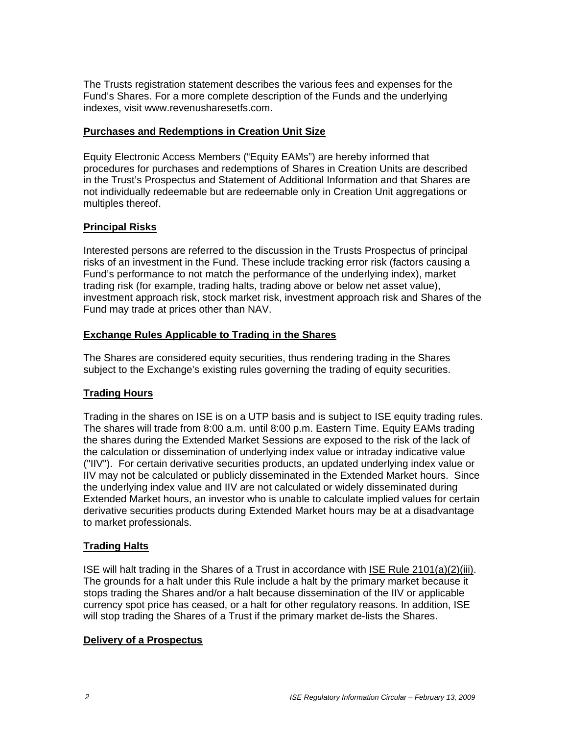The Trusts registration statement describes the various fees and expenses for the Fund's Shares. For a more complete description of the Funds and the underlying indexes, visit www.revenusharesetfs.com.

## Purchases and Redemptions in Creation Unit Size

Equity Electronic Access Members ("Equity EAMs") are hereby informed that procedures for purchases and redemptions of Shares in Creation Units are described in the Trust's Prospectus and Statement of Additional Information and that Shares are not individually redeemable but are redeemable only in Creation Unit aggregations or multiples thereof.

## Principal Risks

Interested persons are referred to the discussion in the Trusts Prospectus of principal risks of an investment in the Fund. These include tracking error risk (factors causing a Fund's performance to not match the performance of the underlying index), market trading risk (for example, trading halts, trading above or below net asset value), investment approach risk, stock market risk, investment approach risk and Shares of the Fund may trade at prices other than NAV.

## Exchange Rules Applicable to Trading in the Shares

The Shares are considered equity securities, thus rendering trading in the Shares subject to the Exchange's existing rules governing the trading of equity securities.

## Trading Hours

Trading in the shares on ISE is on a UTP basis and is subject to ISE equity trading rules. The shares will trade from 8:00 a.m. until 8:00 p.m. Eastern Time. Equity EAMs trading the shares during the Extended Market Sessions are exposed to the risk of the lack of the calculation or dissemination of underlying index value or intraday indicative value ("IIV"). For certain derivative securities products, an updated underlying index value or IIV may not be calculated or publicly disseminated in the Extended Market hours. Since the underlying index value and IIV are not calculated or widely disseminated during Extended Market hours, an investor who is unable to calculate implied values for certain derivative securities products during Extended Market hours may be at a disadvantage to market professionals.

## Trading Halts

ISE will halt trading in the Shares of a Trust in accordance with ISE Rule 2101(a)(2)(iii). The grounds for a halt under this Rule include a halt by the primary market because it stops trading the Shares and/or a halt because dissemination of the IIV or applicable currency spot price has ceased, or a halt for other regulatory reasons. In addition, ISE will stop trading the Shares of a Trust if the primary market de-lists the Shares.

## Delivery of a Prospectus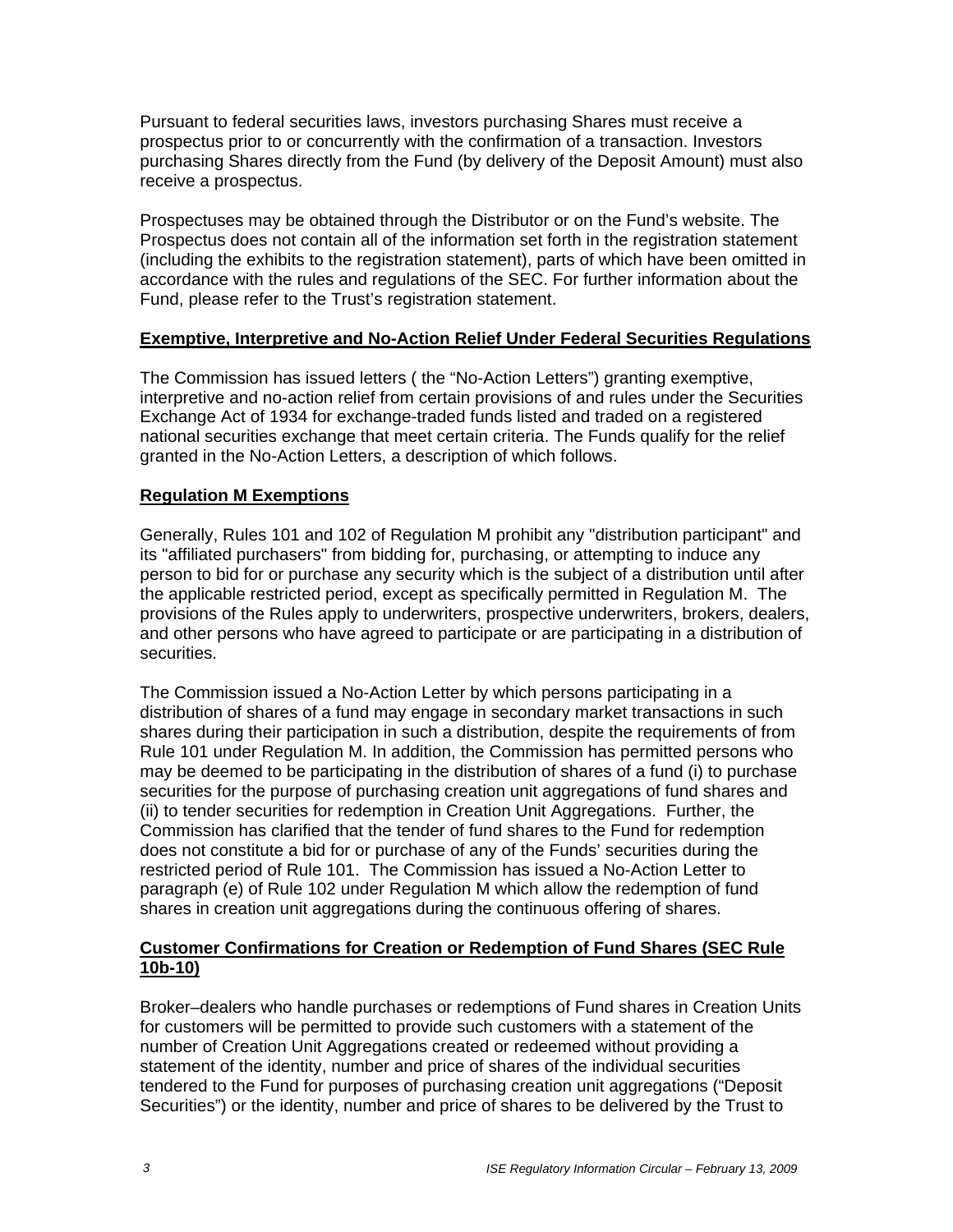Pursuant to federal securities laws, investors purchasing Shares must receive a prospectus prior to or concurrently with the confirmation of a transaction. Investors purchasing Shares directly from the Fund (by delivery of the Deposit Amount) must also receive a prospectus.

Prospectuses may be obtained through the Distributor or on the Fund's website. The Prospectus does not contain all of the information set forth in the registration statement (including the exhibits to the registration statement), parts of which have been omitted in accordance with the rules and regulations of the SEC. For further information about the Fund, please refer to the Trust's registration statement.

**Exemptive, Interpretive and No-Action Relief Under Federal Securities Regulations**

The Commission has issued letters ( the "No-Action Letters") granting exemptive, interpretive and no-action relief from certain provisions of and rules under the Securities Exchange Act of 1934 for exchange-traded funds listed and traded on a registered national securities exchange that meet certain criteria. The Funds qualify for the relief granted in the No-Action Letters, a description of which follows.

**Regulation M Exemptions**

Generally, Rules 101 and 102 of Regulation M prohibit any "distribution participant" and its "affiliated purchasers" from bidding for, purchasing, or attempting to induce any person to bid for or purchase any security which is the subject of a distribution until after the applicable restricted period, except as specifically permitted in Regulation M. The provisions of the Rules apply to underwriters, prospective underwriters, brokers, dealers, and other persons who have agreed to participate or are participating in a distribution of securities.

The Commission issued a No-Action Letter by which persons participating in a distribution of shares of a fund may engage in secondary market transactions in such shares during their participation in such a distribution, despite the requirements of from Rule 101 under Regulation M. In addition, the Commission has permitted persons who may be deemed to be participating in the distribution of shares of a fund (i) to purchase securities for the purpose of purchasing creation unit aggregations of fund shares and (ii) to tender securities for redemption in Creation Unit Aggregations. Further, the Commission has clarified that the tender of fund shares to the Fund for redemption does not constitute a bid for or purchase of any of the Funds' securities during the restricted period of Rule 101. The Commission has issued a No-Action Letter to paragraph (e) of Rule 102 under Regulation M which allow the redemption of fund shares in creation unit aggregations during the continuous offering of shares.

**Customer Confirmations for Creation or Redemption of Fund Shares (SEC Rule 10b-10)**

Broker–dealers who handle purchases or redemptions of Fund shares in Creation Units for customers will be permitted to provide such customers with a statement of the number of Creation Unit Aggregations created or redeemed without providing a statement of the identity, number and price of shares of the individual securities tendered to the Fund for purposes of purchasing creation unit aggregations ("Deposit Securities") or the identity, number and price of shares to be delivered by the Trust to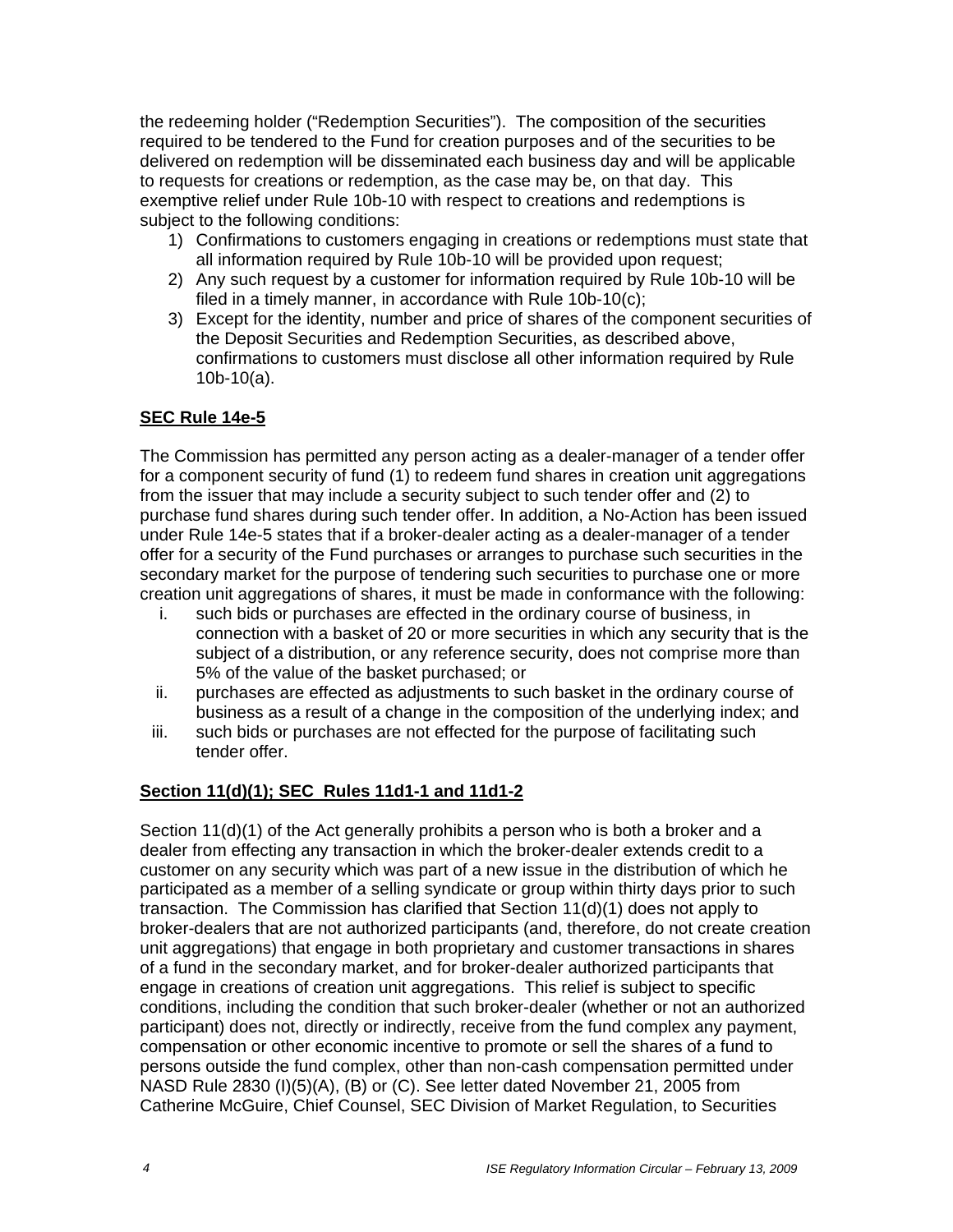the redeeming holder ("Redemption Securities"). The composition of the securities required to be tendered to the Fund for creation purposes and of the securities to be delivered on redemption will be disseminated each business day and will be applicable to requests for creations or redemption, as the case may be, on that day. This exemptive relief under Rule 10b-10 with respect to creations and redemptions is subject to the following conditions:

1) Confirmations to customers engaging in creations or redemptions must state that all information required by Rule 10b-10 will be provided upon request;
2) Any such request by a customer for information required by Rule 10b-10 will be filed in a timely manner, in accordance with Rule 10b-10(c);
3) Except for the identity, number and price of shares of the component securities of the Deposit Securities and Redemption Securities, as described above, confirmations to customers must disclose all other information required by Rule 10b-10(a).

**SEC Rule 14e-5**

The Commission has permitted any person acting as a dealer-manager of a tender offer for a component security of fund (1) to redeem fund shares in creation unit aggregations from the issuer that may include a security subject to such tender offer and (2) to purchase fund shares during such tender offer. In addition, a No-Action has been issued under Rule 14e-5 states that if a broker-dealer acting as a dealer-manager of a tender offer for a security of the Fund purchases or arranges to purchase such securities in the secondary market for the purpose of tendering such securities to purchase one or more creation unit aggregations of shares, it must be made in conformance with the following:

i. such bids or purchases are effected in the ordinary course of business, in connection with a basket of 20 or more securities in which any security that is the subject of a distribution, or any reference security, does not comprise more than 5% of the value of the basket purchased; or
ii. purchases are effected as adjustments to such basket in the ordinary course of business as a result of a change in the composition of the underlying index; and
iii. such bids or purchases are not effected for the purpose of facilitating such tender offer.

**Section 11(d)(1); SEC Rules 11d1-1 and 11d1-2**

Section 11(d)(1) of the Act generally prohibits a person who is both a broker and a dealer from effecting any transaction in which the broker-dealer extends credit to a customer on any security which was part of a new issue in the distribution of which he participated as a member of a selling syndicate or group within thirty days prior to such transaction. The Commission has clarified that Section 11(d)(1) does not apply to broker-dealers that are not authorized participants (and, therefore, do not create creation unit aggregations) that engage in both proprietary and customer transactions in shares of a fund in the secondary market, and for broker-dealer authorized participants that engage in creations of creation unit aggregations. This relief is subject to specific conditions, including the condition that such broker-dealer (whether or not an authorized participant) does not, directly or indirectly, receive from the fund complex any payment, compensation or other economic incentive to promote or sell the shares of a fund to persons outside the fund complex, other than non-cash compensation permitted under NASD Rule 2830 (I)(5)(A), (B) or (C). See letter dated November 21, 2005 from Catherine McGuire, Chief Counsel, SEC Division of Market Regulation, to Securities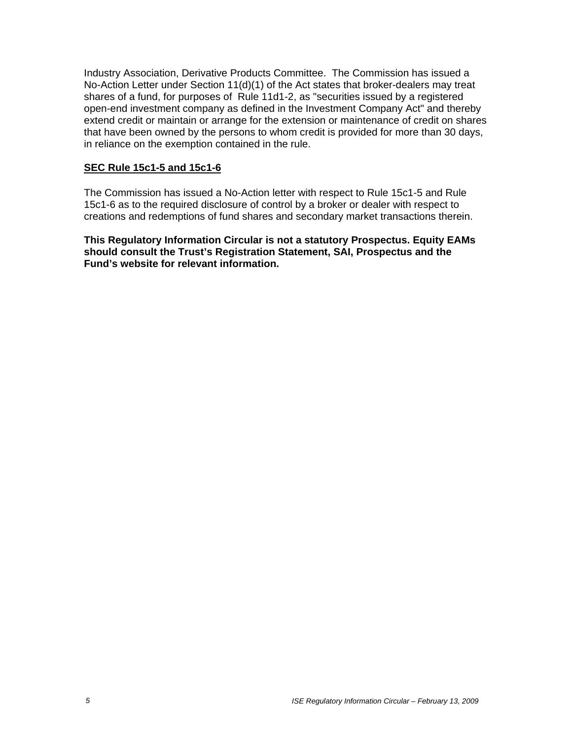Industry Association, Derivative Products Committee. The Commission has issued a No-Action Letter under Section 11(d)(1) of the Act states that broker-dealers may treat shares of a fund, for purposes of Rule 11d1-2, as "securities issued by a registered open-end investment company as defined in the Investment Company Act" and thereby extend credit or maintain or arrange for the extension or maintenance of credit on shares that have been owned by the persons to whom credit is provided for more than 30 days, in reliance on the exemption contained in the rule.

**SEC Rule 15c1-5 and 15c1-6**

The Commission has issued a No-Action letter with respect to Rule 15c1-5 and Rule 15c1-6 as to the required disclosure of control by a broker or dealer with respect to creations and redemptions of fund shares and secondary market transactions therein.

**This Regulatory Information Circular is not a statutory Prospectus. Equity EAMs should consult the Trust's Registration Statement, SAI, Prospectus and the Fund's website for relevant information.**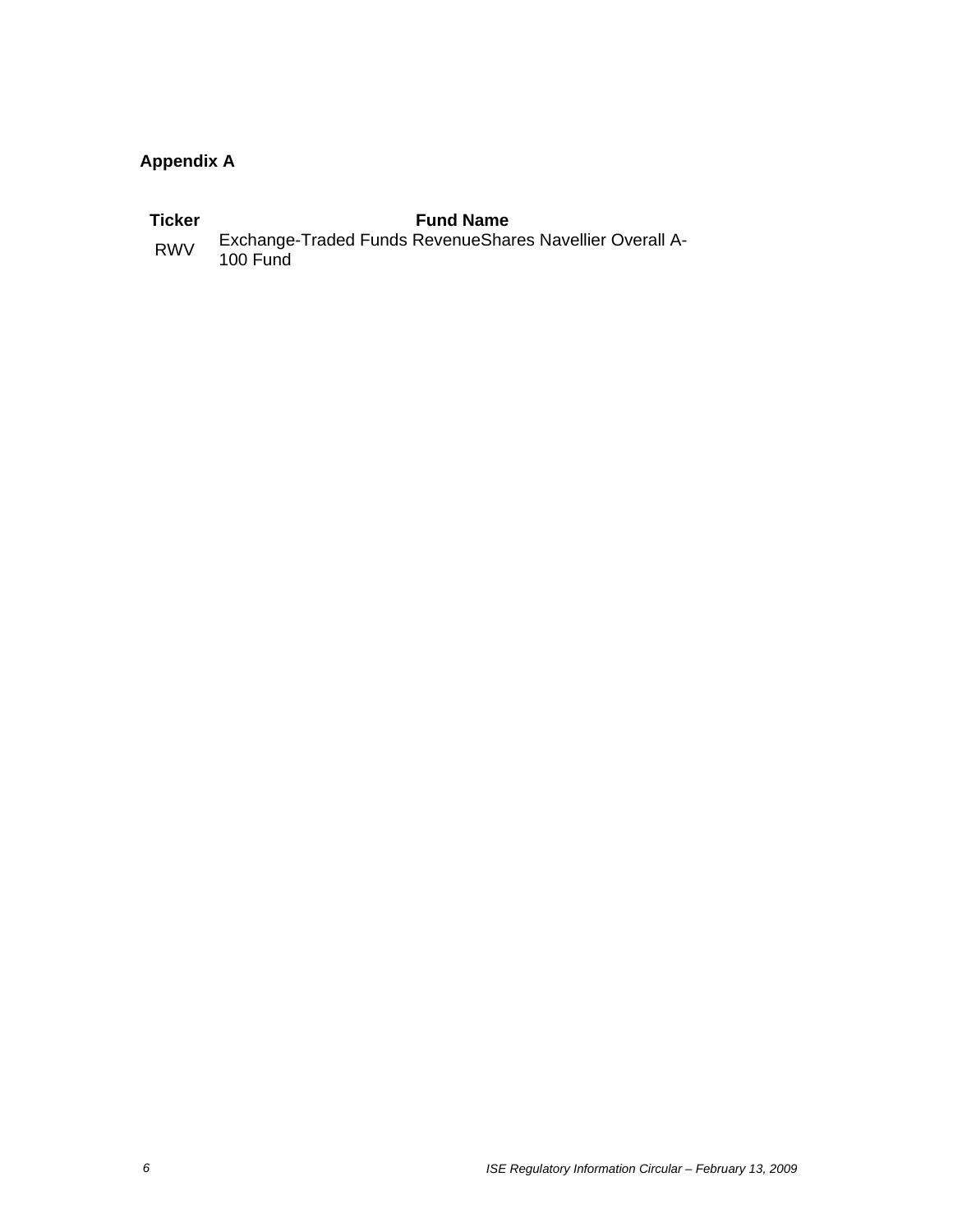## Appendix A

| Ticker | Fund Name |
|---|---|
| RWV | Exchange-Traded Funds RevenueShares Navellier Overall A-100 Fund |